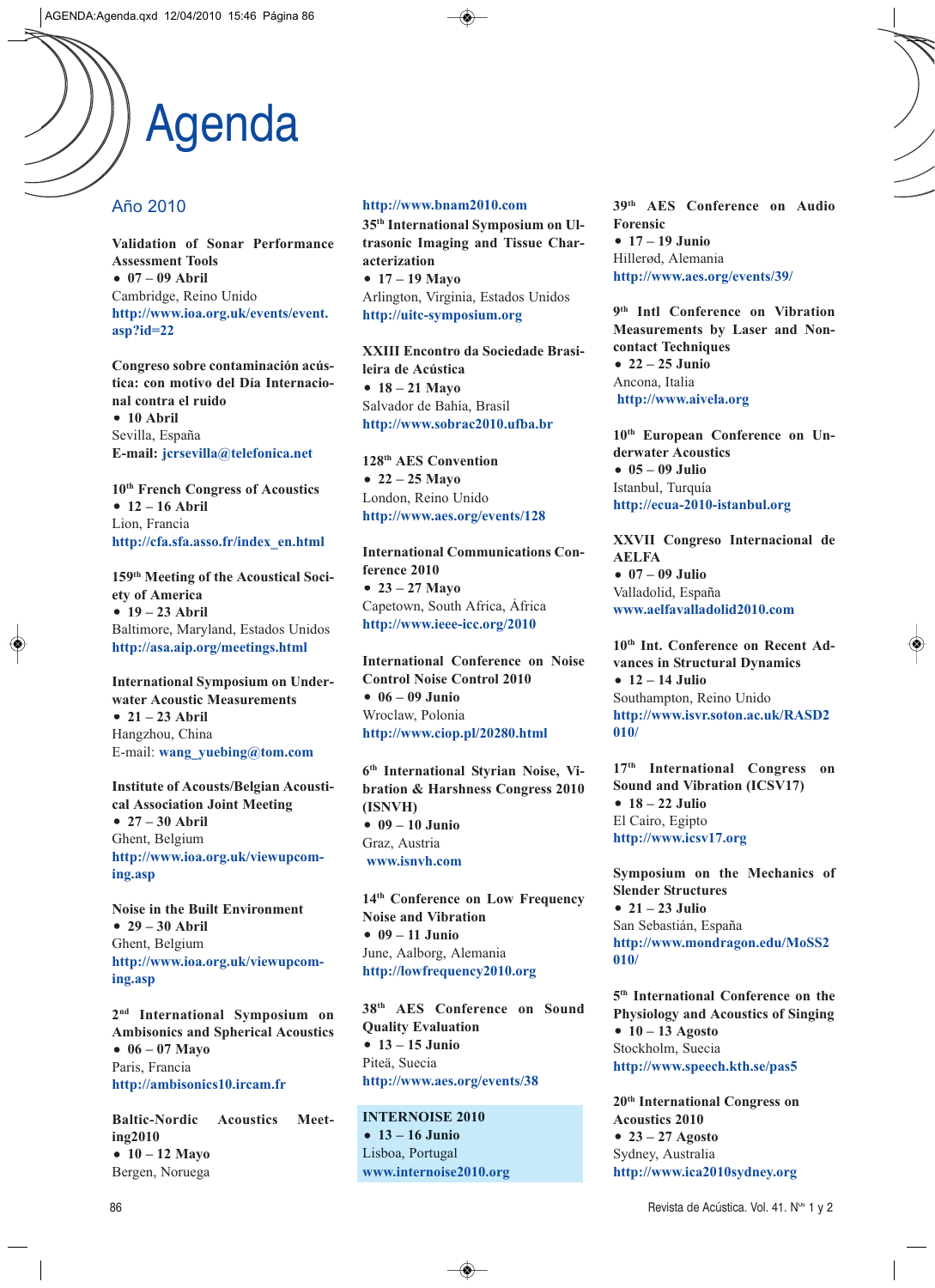# Agenda

## Año 2010

**Validation of Sonar Performance Assessment Tools**
- **07 – 09 Abril**

Cambridge, Reino Unido
**http://www.ioa.org.uk/events/event.asp?id=22**

**Congreso sobre contaminación acústica: con motivo del Día Internacional contra el ruido**
- **10 Abril**

Sevilla, España
**E-mail: jcrsevilla@telefonica.net**

**10th French Congress of Acoustics**
- **12 – 16 Abril**

Lion, Francia
**http://cfa.sfa.asso.fr/index_en.html**

**159th Meeting of the Acoustical Society of America**
- **19 – 23 Abril**

Baltimore, Maryland, Estados Unidos
**http://asa.aip.org/meetings.html**

**International Symposium on Underwater Acoustic Measurements**
- **21 – 23 Abril**

Hangzhou, China
E-mail: **wang_yuebing@tom.com**

**Institute of Acousts/Belgian Acoustical Association Joint Meeting**
- **27 – 30 Abril**

Ghent, Belgium
**http://www.ioa.org.uk/viewupcoming.asp**

**Noise in the Built Environment**
- **29 – 30 Abril**

Ghent, Belgium
**http://www.ioa.org.uk/viewupcoming.asp**

**2nd International Symposium on Ambisonics and Spherical Acoustics**
- **06 – 07 Mayo**

Paris, Francia
**http://ambisonics10.ircam.fr**

**Baltic-Nordic Acoustics Meeting2010**
- **10 – 12 Mayo**

Bergen, Noruega
**http://www.bnam2010.com**

**35th International Symposium on Ultrasonic Imaging and Tissue Characterization**
- **17 – 19 Mayo**

Arlington, Virginia, Estados Unidos
**http://uitc-symposium.org**

**XXIII Encontro da Sociedade Brasileira de Acústica**
- **18 – 21 Mayo**

Salvador de Bahía, Brasil
**http://www.sobrac2010.ufba.br**

**128th AES Convention**
- **22 – 25 Mayo**

London, Reino Unido
**http://www.aes.org/events/128**

**International Communications Conference 2010**
- **23 – 27 Mayo**

Capetown, South Africa, África
**http://www.ieee-icc.org/2010**

**International Conference on Noise Control Noise Control 2010**
- **06 – 09 Junio**

Wroclaw, Polonia
**http://www.ciop.pl/20280.html**

**6th International Styrian Noise, Vibration & Harshness Congress 2010 (ISNVH)**
- **09 – 10 Junio**

Graz, Austria
**www.isnvh.com**

**14th Conference on Low Frequency Noise and Vibration**
- **09 – 11 Junio**

June, Aalborg, Alemania
**http://lowfrequency2010.org**

**38th AES Conference on Sound Quality Evaluation**
- **13 – 15 Junio**

Piteä, Suecia
**http://www.aes.org/events/38**

**INTERNOISE 2010**
- **13 – 16 Junio**

Lisboa, Portugal
**www.internoise2010.org**

**39th AES Conference on Audio Forensic**
- **17 – 19 Junio**

Hillerød, Alemania
**http://www.aes.org/events/39/**

**9th Intl Conference on Vibration Measurements by Laser and Noncontact Techniques**
- **22 – 25 Junio**

Ancona, Italia
**http://www.aivela.org**

**10th European Conference on Underwater Acoustics**
- **05 – 09 Julio**

Istanbul, Turquía
**http://ecua-2010-istanbul.org**

**XXVII Congreso Internacional de AELFA**
- **07 – 09 Julio**

Valladolid, España
**www.aelfavalladolid2010.com**

**10th Int. Conference on Recent Advances in Structural Dynamics**
- **12 – 14 Julio**

Southampton, Reino Unido
**http://www.isvr.soton.ac.uk/RASD2010/**

**17th International Congress on Sound and Vibration (ICSV17)**
- **18 – 22 Julio**

El Cairo, Egipto
**http://www.icsv17.org**

**Symposium on the Mechanics of Slender Structures**
- **21 – 23 Julio**

San Sebastián, España
**http://www.mondragon.edu/MoSS2010/**

**5th International Conference on the Physiology and Acoustics of Singing**
- **10 – 13 Agosto**

Stockholm, Suecia
**http://www.speech.kth.se/pas5**

**20th International Congress on Acoustics 2010**
- **23 – 27 Agosto**

Sydney, Australia
**http://www.ica2010sydney.org**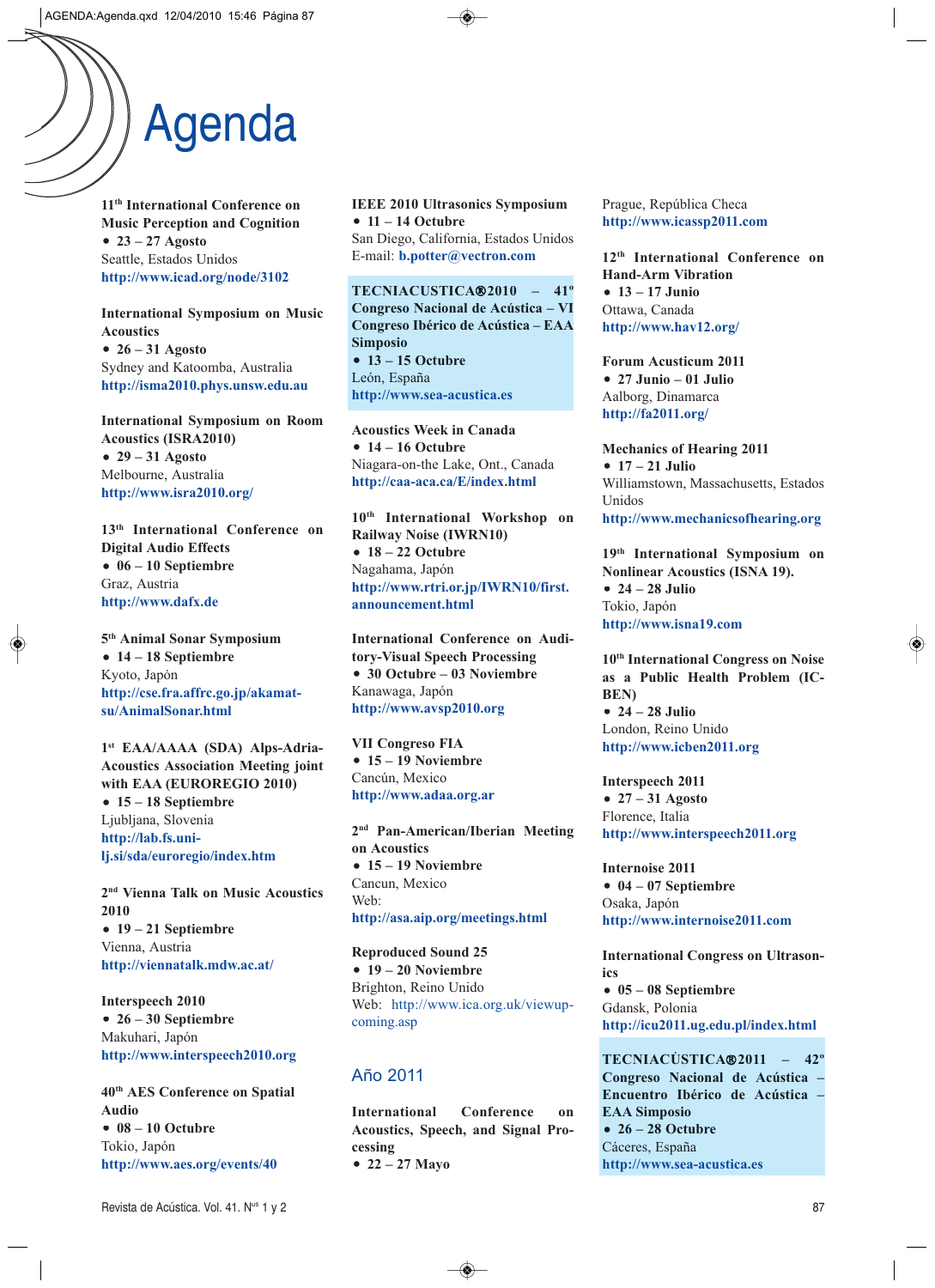# Agenda

**11th International Conference on Music Perception and Cognition**
- **23 – 27 Agosto**

Seattle, Estados Unidos
**http://www.icad.org/node/3102**

**International Symposium on Music Acoustics**
- **26 – 31 Agosto**

Sydney and Katoomba, Australia
**http://isma2010.phys.unsw.edu.au**

**International Symposium on Room Acoustics (ISRA2010)**
- **29 – 31 Agosto**

Melbourne, Australia
**http://www.isra2010.org/**

**13th International Conference on Digital Audio Effects**
- **06 – 10 Septiembre**

Graz, Austria
**http://www.dafx.de**

**5th Animal Sonar Symposium**
- **14 – 18 Septiembre**

Kyoto, Japón
**http://cse.fra.affrc.go.jp/akamatsu/AnimalSonar.html**

**1st EAA/AAAA (SDA) Alps-Adria-Acoustics Association Meeting joint with EAA (EUROREGIO 2010)**
- **15 – 18 Septiembre**

Ljubljana, Slovenia
**http://lab.fs.uni-lj.si/sda/euroregio/index.htm**

**2nd Vienna Talk on Music Acoustics 2010**
- **19 – 21 Septiembre**

Vienna, Austria
**http://viennatalk.mdw.ac.at/**

**Interspeech 2010**
- **26 – 30 Septiembre**

Makuhari, Japón
**http://www.interspeech2010.org**

**40th AES Conference on Spatial Audio**
- **08 – 10 Octubre**

Tokio, Japón
**http://www.aes.org/events/40**

**IEEE 2010 Ultrasonics Symposium**
- **11 – 14 Octubre**

San Diego, California, Estados Unidos
E-mail: **b.potter@vectron.com**

**TECNIACUSTICA®2010 – 41º Congreso Nacional de Acústica – VI Congreso Ibérico de Acústica – EAA Simposio**
- **13 – 15 Octubre**

León, España
**http://www.sea-acustica.es**

**Acoustics Week in Canada**
- **14 – 16 Octubre**

Niagara-on-the Lake, Ont., Canada
**http://caa-aca.ca/E/index.html**

**10th International Workshop on Railway Noise (IWRN10)**
- **18 – 22 Octubre**

Nagahama, Japón
**http://www.rtri.or.jp/IWRN10/first.announcement.html**

**International Conference on Auditory-Visual Speech Processing**
- **30 Octubre – 03 Noviembre**

Kanawaga, Japón
**http://www.avsp2010.org**

**VII Congreso FIA**
- **15 – 19 Noviembre**

Cancún, Mexico
**http://www.adaa.org.ar**

**2nd Pan-American/Iberian Meeting on Acoustics**
- **15 – 19 Noviembre**

Cancun, Mexico
Web:
**http://asa.aip.org/meetings.html**

**Reproduced Sound 25**
- **19 – 20 Noviembre**

Brighton, Reino Unido
Web: http://www.ica.org.uk/viewupcoming.asp

## Año 2011

**International Conference on Acoustics, Speech, and Signal Processing**
- **22 – 27 Mayo**

Prague, República Checa
**http://www.icassp2011.com**

**12th International Conference on Hand-Arm Vibration**
- **13 – 17 Junio**

Ottawa, Canada
**http://www.hav12.org/**

**Forum Acusticum 2011**
- **27 Junio – 01 Julio**

Aalborg, Dinamarca
**http://fa2011.org/**

**Mechanics of Hearing 2011**
- **17 – 21 Julio**

Williamstown, Massachusetts, Estados Unidos
**http://www.mechanicsofhearing.org**

**19th International Symposium on Nonlinear Acoustics (ISNA 19).**
- **24 – 28 Julio**

Tokio, Japón
**http://www.isna19.com**

**10th International Congress on Noise as a Public Health Problem (ICBEN)**
- **24 – 28 Julio**

London, Reino Unido
**http://www.icben2011.org**

**Interspeech 2011**
- **27 – 31 Agosto**

Florence, Italia
**http://www.interspeech2011.org**

**Internoise 2011**
- **04 – 07 Septiembre**

Osaka, Japón
**http://www.internoise2011.com**

**International Congress on Ultrasonics**
- **05 – 08 Septiembre**

Gdansk, Polonia
**http://icu2011.ug.edu.pl/index.html**

**TECNIACÚSTICA®2011 – 42º Congreso Nacional de Acústica – Encuentro Ibérico de Acústica – EAA Simposio**
- **26 – 28 Octubre**

Cáceres, España
**http://www.sea-acustica.es**